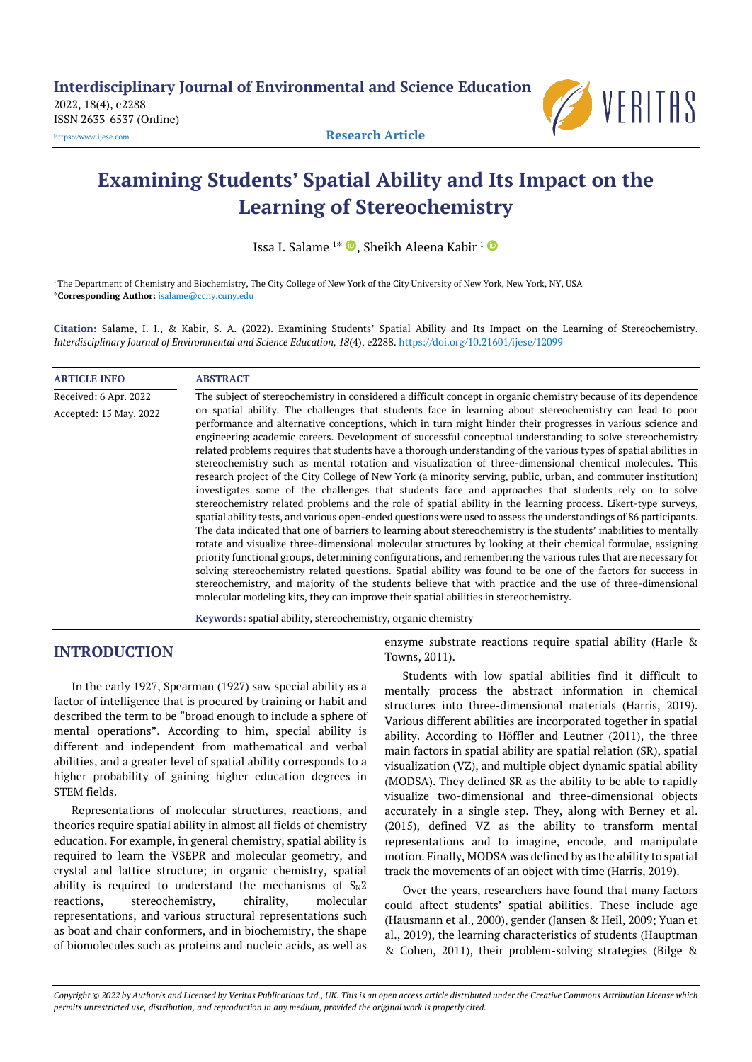Interdisciplinary Journal of Environmental and Science Education
2022, 18(4), e2288
ISSN 2633-6537 (Online)
https://www.ijese.com

**Research Article**

# Examining Students' Spatial Ability and Its Impact on the Learning of Stereochemistry

Issa I. Salame [1]*, Sheikh Aleena Kabir [1]

[1] The Department of Chemistry and Biochemistry, The City College of New York of the City University of New York, New York, NY, USA
***Corresponding Author:** isalame@ccny.cuny.edu

**Citation:** Salame, I. I., & Kabir, S. A. (2022). Examining Students' Spatial Ability and Its Impact on the Learning of Stereochemistry. *Interdisciplinary Journal of Environmental and Science Education, 18*(4), e2288. https://doi.org/10.21601/ijese/12099

**ARTICLE INFO**

Received: 6 Apr. 2022

Accepted: 15 May. 2022

**ABSTRACT**

The subject of stereochemistry in considered a difficult concept in organic chemistry because of its dependence on spatial ability. The challenges that students face in learning about stereochemistry can lead to poor performance and alternative conceptions, which in turn might hinder their progresses in various science and engineering academic careers. Development of successful conceptual understanding to solve stereochemistry related problems requires that students have a thorough understanding of the various types of spatial abilities in stereochemistry such as mental rotation and visualization of three-dimensional chemical molecules. This research project of the City College of New York (a minority serving, public, urban, and commuter institution) investigates some of the challenges that students face and approaches that students rely on to solve stereochemistry related problems and the role of spatial ability in the learning process. Likert-type surveys, spatial ability tests, and various open-ended questions were used to assess the understandings of 86 participants. The data indicated that one of barriers to learning about stereochemistry is the students' inabilities to mentally rotate and visualize three-dimensional molecular structures by looking at their chemical formulae, assigning priority functional groups, determining configurations, and remembering the various rules that are necessary for solving stereochemistry related questions. Spatial ability was found to be one of the factors for success in stereochemistry, and majority of the students believe that with practice and the use of three-dimensional molecular modeling kits, they can improve their spatial abilities in stereochemistry.

**Keywords:** spatial ability, stereochemistry, organic chemistry

## INTRODUCTION

In the early 1927, Spearman (1927) saw special ability as a factor of intelligence that is procured by training or habit and described the term to be "broad enough to include a sphere of mental operations". According to him, special ability is different and independent from mathematical and verbal abilities, and a greater level of spatial ability corresponds to a higher probability of gaining higher education degrees in STEM fields.

Representations of molecular structures, reactions, and theories require spatial ability in almost all fields of chemistry education. For example, in general chemistry, spatial ability is required to learn the VSEPR and molecular geometry, and crystal and lattice structure; in organic chemistry, spatial ability is required to understand the mechanisms of $S_N2$ reactions, stereochemistry, chirality, molecular representations, and various structural representations such as boat and chair conformers, and in biochemistry, the shape of biomolecules such as proteins and nucleic acids, as well as enzyme substrate reactions require spatial ability (Harle & Towns, 2011).

Students with low spatial abilities find it difficult to mentally process the abstract information in chemical structures into three-dimensional materials (Harris, 2019). Various different abilities are incorporated together in spatial ability. According to Höffler and Leutner (2011), the three main factors in spatial ability are spatial relation (SR), spatial visualization (VZ), and multiple object dynamic spatial ability (MODSA). They defined SR as the ability to be able to rapidly visualize two-dimensional and three-dimensional objects accurately in a single step. They, along with Berney et al. (2015), defined VZ as the ability to transform mental representations and to imagine, encode, and manipulate motion. Finally, MODSA was defined by as the ability to spatial track the movements of an object with time (Harris, 2019).

Over the years, researchers have found that many factors could affect students' spatial abilities. These include age (Hausmann et al., 2000), gender (Jansen & Heil, 2009; Yuan et al., 2019), the learning characteristics of students (Hauptman & Cohen, 2011), their problem-solving strategies (Bilge &

*Copyright © 2022 by Author/s and Licensed by Veritas Publications Ltd., UK. This is an open access article distributed under the Creative Commons Attribution License which permits unrestricted use, distribution, and reproduction in any medium, provided the original work is properly cited.*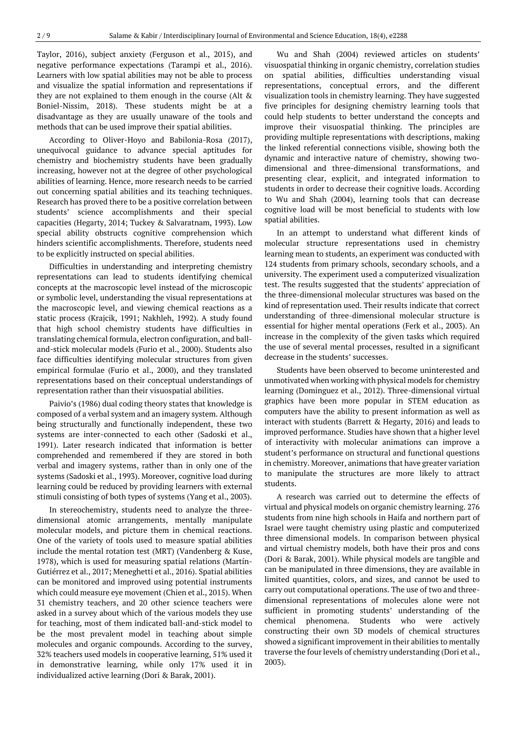Taylor, 2016), subject anxiety (Ferguson et al., 2015), and negative performance expectations (Tarampi et al., 2016). Learners with low spatial abilities may not be able to process and visualize the spatial information and representations if they are not explained to them enough in the course (Alt & Boniel-Nissim, 2018). These students might be at a disadvantage as they are usually unaware of the tools and methods that can be used improve their spatial abilities.

According to Oliver-Hoyo and Babilonia-Rosa (2017), unequivocal guidance to advance special aptitudes for chemistry and biochemistry students have been gradually increasing, however not at the degree of other psychological abilities of learning. Hence, more research needs to be carried out concerning spatial abilities and its teaching techniques. Research has proved there to be a positive correlation between students' science accomplishments and their special capacities (Hegarty, 2014; Tuckey & Salvaratnam, 1993). Low special ability obstructs cognitive comprehension which hinders scientific accomplishments. Therefore, students need to be explicitly instructed on special abilities.

Difficulties in understanding and interpreting chemistry representations can lead to students identifying chemical concepts at the macroscopic level instead of the microscopic or symbolic level, understanding the visual representations at the macroscopic level, and viewing chemical reactions as a static process (Krajcik, 1991; Nakhleh, 1992). A study found that high school chemistry students have difficulties in translating chemical formula, electron configuration, and ball-and-stick molecular models (Furio et al., 2000). Students also face difficulties identifying molecular structures from given empirical formulae (Furio et al., 2000), and they translated representations based on their conceptual understandings of representation rather than their visuospatial abilities.

Paivio's (1986) dual coding theory states that knowledge is composed of a verbal system and an imagery system. Although being structurally and functionally independent, these two systems are inter-connected to each other (Sadoski et al., 1991). Later research indicated that information is better comprehended and remembered if they are stored in both verbal and imagery systems, rather than in only one of the systems (Sadoski et al., 1993). Moreover, cognitive load during learning could be reduced by providing learners with external stimuli consisting of both types of systems (Yang et al., 2003).

In stereochemistry, students need to analyze the three-dimensional atomic arrangements, mentally manipulate molecular models, and picture them in chemical reactions. One of the variety of tools used to measure spatial abilities include the mental rotation test (MRT) (Vandenberg & Kuse, 1978), which is used for measuring spatial relations (Martín-Gutiérrez et al., 2017; Meneghetti et al., 2016). Spatial abilities can be monitored and improved using potential instruments which could measure eye movement (Chien et al., 2015). When 31 chemistry teachers, and 20 other science teachers were asked in a survey about which of the various models they use for teaching, most of them indicated ball-and-stick model to be the most prevalent model in teaching about simple molecules and organic compounds. According to the survey, 32% teachers used models in cooperative learning, 51% used it in demonstrative learning, while only 17% used it in individualized active learning (Dori & Barak, 2001).

Wu and Shah (2004) reviewed articles on students' visuospatial thinking in organic chemistry, correlation studies on spatial abilities, difficulties understanding visual representations, conceptual errors, and the different visualization tools in chemistry learning. They have suggested five principles for designing chemistry learning tools that could help students to better understand the concepts and improve their visuospatial thinking. The principles are providing multiple representations with descriptions, making the linked referential connections visible, showing both the dynamic and interactive nature of chemistry, showing two-dimensional and three-dimensional transformations, and presenting clear, explicit, and integrated information to students in order to decrease their cognitive loads. According to Wu and Shah (2004), learning tools that can decrease cognitive load will be most beneficial to students with low spatial abilities.

In an attempt to understand what different kinds of molecular structure representations used in chemistry learning mean to students, an experiment was conducted with 124 students from primary schools, secondary schools, and a university. The experiment used a computerized visualization test. The results suggested that the students' appreciation of the three-dimensional molecular structures was based on the kind of representation used. Their results indicate that correct understanding of three-dimensional molecular structure is essential for higher mental operations (Ferk et al., 2003). An increase in the complexity of the given tasks which required the use of several mental processes, resulted in a significant decrease in the students' successes.

Students have been observed to become uninterested and unmotivated when working with physical models for chemistry learning (Dominguez et al., 2012). Three-dimensional virtual graphics have been more popular in STEM education as computers have the ability to present information as well as interact with students (Barrett & Hegarty, 2016) and leads to improved performance. Studies have shown that a higher level of interactivity with molecular animations can improve a student's performance on structural and functional questions in chemistry. Moreover, animations that have greater variation to manipulate the structures are more likely to attract students.

A research was carried out to determine the effects of virtual and physical models on organic chemistry learning. 276 students from nine high schools in Haifa and northern part of Israel were taught chemistry using plastic and computerized three dimensional models. In comparison between physical and virtual chemistry models, both have their pros and cons (Dori & Barak, 2001). While physical models are tangible and can be manipulated in three dimensions, they are available in limited quantities, colors, and sizes, and cannot be used to carry out computational operations. The use of two and three-dimensional representations of molecules alone were not sufficient in promoting students' understanding of the chemical phenomena. Students who were actively constructing their own 3D models of chemical structures showed a significant improvement in their abilities to mentally traverse the four levels of chemistry understanding (Dori et al., 2003).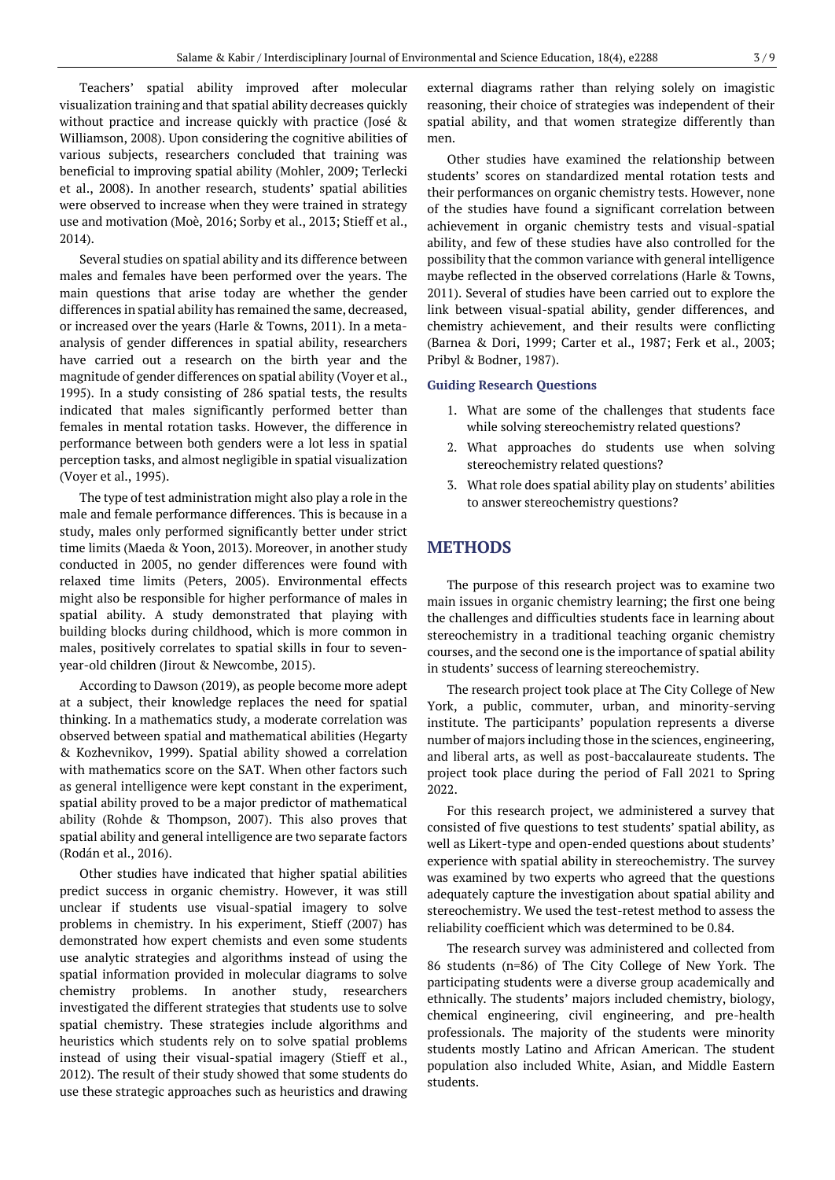Teachers' spatial ability improved after molecular visualization training and that spatial ability decreases quickly without practice and increase quickly with practice (José & Williamson, 2008). Upon considering the cognitive abilities of various subjects, researchers concluded that training was beneficial to improving spatial ability (Mohler, 2009; Terlecki et al., 2008). In another research, students' spatial abilities were observed to increase when they were trained in strategy use and motivation (Moè, 2016; Sorby et al., 2013; Stieff et al., 2014).

Several studies on spatial ability and its difference between males and females have been performed over the years. The main questions that arise today are whether the gender differences in spatial ability has remained the same, decreased, or increased over the years (Harle & Towns, 2011). In a meta-analysis of gender differences in spatial ability, researchers have carried out a research on the birth year and the magnitude of gender differences on spatial ability (Voyer et al., 1995). In a study consisting of 286 spatial tests, the results indicated that males significantly performed better than females in mental rotation tasks. However, the difference in performance between both genders were a lot less in spatial perception tasks, and almost negligible in spatial visualization (Voyer et al., 1995).

The type of test administration might also play a role in the male and female performance differences. This is because in a study, males only performed significantly better under strict time limits (Maeda & Yoon, 2013). Moreover, in another study conducted in 2005, no gender differences were found with relaxed time limits (Peters, 2005). Environmental effects might also be responsible for higher performance of males in spatial ability. A study demonstrated that playing with building blocks during childhood, which is more common in males, positively correlates to spatial skills in four to seven-year-old children (Jirout & Newcombe, 2015).

According to Dawson (2019), as people become more adept at a subject, their knowledge replaces the need for spatial thinking. In a mathematics study, a moderate correlation was observed between spatial and mathematical abilities (Hegarty & Kozhevnikov, 1999). Spatial ability showed a correlation with mathematics score on the SAT. When other factors such as general intelligence were kept constant in the experiment, spatial ability proved to be a major predictor of mathematical ability (Rohde & Thompson, 2007). This also proves that spatial ability and general intelligence are two separate factors (Rodán et al., 2016).

Other studies have indicated that higher spatial abilities predict success in organic chemistry. However, it was still unclear if students use visual-spatial imagery to solve problems in chemistry. In his experiment, Stieff (2007) has demonstrated how expert chemists and even some students use analytic strategies and algorithms instead of using the spatial information provided in molecular diagrams to solve chemistry problems. In another study, researchers investigated the different strategies that students use to solve spatial chemistry. These strategies include algorithms and heuristics which students rely on to solve spatial problems instead of using their visual-spatial imagery (Stieff et al., 2012). The result of their study showed that some students do use these strategic approaches such as heuristics and drawing external diagrams rather than relying solely on imagistic reasoning, their choice of strategies was independent of their spatial ability, and that women strategize differently than men.

Other studies have examined the relationship between students' scores on standardized mental rotation tests and their performances on organic chemistry tests. However, none of the studies have found a significant correlation between achievement in organic chemistry tests and visual-spatial ability, and few of these studies have also controlled for the possibility that the common variance with general intelligence maybe reflected in the observed correlations (Harle & Towns, 2011). Several of studies have been carried out to explore the link between visual-spatial ability, gender differences, and chemistry achievement, and their results were conflicting (Barnea & Dori, 1999; Carter et al., 1987; Ferk et al., 2003; Pribyl & Bodner, 1987).

### Guiding Research Questions

1. What are some of the challenges that students face while solving stereochemistry related questions?
2. What approaches do students use when solving stereochemistry related questions?
3. What role does spatial ability play on students' abilities to answer stereochemistry questions?

## METHODS

The purpose of this research project was to examine two main issues in organic chemistry learning; the first one being the challenges and difficulties students face in learning about stereochemistry in a traditional teaching organic chemistry courses, and the second one is the importance of spatial ability in students' success of learning stereochemistry.

The research project took place at The City College of New York, a public, commuter, urban, and minority-serving institute. The participants' population represents a diverse number of majors including those in the sciences, engineering, and liberal arts, as well as post-baccalaureate students. The project took place during the period of Fall 2021 to Spring 2022.

For this research project, we administered a survey that consisted of five questions to test students' spatial ability, as well as Likert-type and open-ended questions about students' experience with spatial ability in stereochemistry. The survey was examined by two experts who agreed that the questions adequately capture the investigation about spatial ability and stereochemistry. We used the test-retest method to assess the reliability coefficient which was determined to be 0.84.

The research survey was administered and collected from 86 students (n=86) of The City College of New York. The participating students were a diverse group academically and ethnically. The students' majors included chemistry, biology, chemical engineering, civil engineering, and pre-health professionals. The majority of the students were minority students mostly Latino and African American. The student population also included White, Asian, and Middle Eastern students.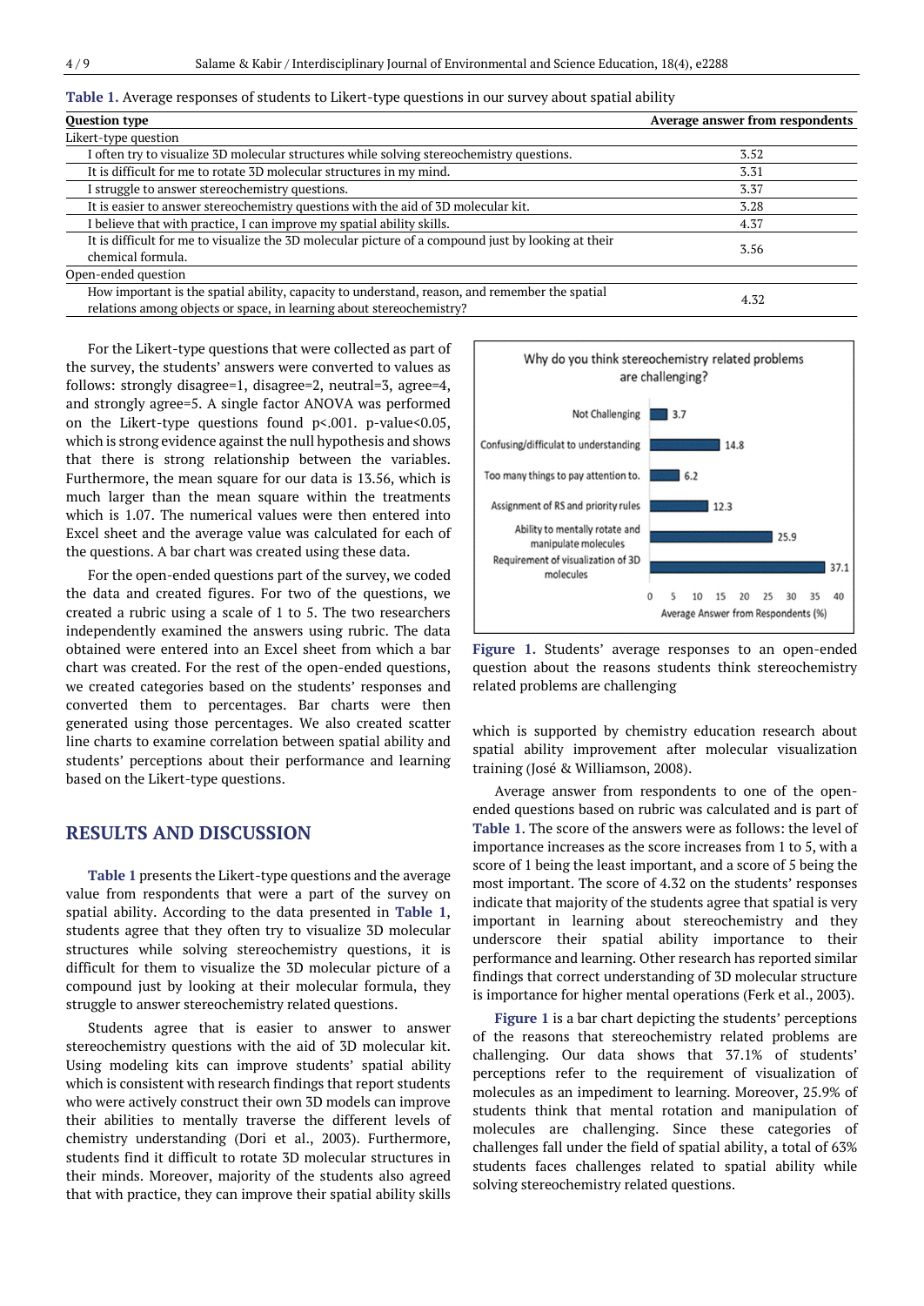**Table 1.** Average responses of students to Likert-type questions in our survey about spatial ability

| Question type | Average answer from respondents |
|---|---|
| Likert-type question | |
| I often try to visualize 3D molecular structures while solving stereochemistry questions. | 3.52 |
| It is difficult for me to rotate 3D molecular structures in my mind. | 3.31 |
| I struggle to answer stereochemistry questions. | 3.37 |
| It is easier to answer stereochemistry questions with the aid of 3D molecular kit. | 3.28 |
| I believe that with practice, I can improve my spatial ability skills. | 4.37 |
| It is difficult for me to visualize the 3D molecular picture of a compound just by looking at their chemical formula. | 3.56 |
| Open-ended question | |
| How important is the spatial ability, capacity to understand, reason, and remember the spatial relations among objects or space, in learning about stereochemistry? | 4.32 |

For the Likert-type questions that were collected as part of the survey, the students' answers were converted to values as follows: strongly disagree=1, disagree=2, neutral=3, agree=4, and strongly agree=5. A single factor ANOVA was performed on the Likert-type questions found $p<.001$. p-value$<0.05$, which is strong evidence against the null hypothesis and shows that there is strong relationship between the variables. Furthermore, the mean square for our data is 13.56, which is much larger than the mean square within the treatments which is 1.07. The numerical values were then entered into Excel sheet and the average value was calculated for each of the questions. A bar chart was created using these data.

For the open-ended questions part of the survey, we coded the data and created figures. For two of the questions, we created a rubric using a scale of 1 to 5. The two researchers independently examined the answers using rubric. The data obtained were entered into an Excel sheet from which a bar chart was created. For the rest of the open-ended questions, we created categories based on the students' responses and converted them to percentages. Bar charts were then generated using those percentages. We also created scatter line charts to examine correlation between spatial ability and students' perceptions about their performance and learning based on the Likert-type questions.

## RESULTS AND DISCUSSION

**Table 1** presents the Likert-type questions and the average value from respondents that were a part of the survey on spatial ability. According to the data presented in **Table 1**, students agree that they often try to visualize 3D molecular structures while solving stereochemistry questions, it is difficult for them to visualize the 3D molecular picture of a compound just by looking at their molecular formula, they struggle to answer stereochemistry related questions.

Students agree that is easier to answer to answer stereochemistry questions with the aid of 3D molecular kit. Using modeling kits can improve students' spatial ability which is consistent with research findings that report students who were actively construct their own 3D models can improve their abilities to mentally traverse the different levels of chemistry understanding (Dori et al., 2003). Furthermore, students find it difficult to rotate 3D molecular structures in their minds. Moreover, majority of the students also agreed that with practice, they can improve their spatial ability skills which is supported by chemistry education research about spatial ability improvement after molecular visualization training (José & Williamson, 2008).

Why do you think stereochemistry related problems are challenging?

| Category | Average Answer from Respondents (%) |
|---|---|
| Not Challenging | 3.7 |
| Confusing/difficult to understanding | 14.8 |
| Too many things to pay attention to. | 6.2 |
| Assignment of RS and priority rules | 12.3 |
| Ability to mentally rotate and manipulate molecules | 25.9 |
| Requirement of visualization of 3D molecules | 37.1 |

**Figure 1.** Students' average responses to an open-ended question about the reasons students think stereochemistry related problems are challenging

Average answer from respondents to one of the open-ended questions based on rubric was calculated and is part of **Table 1**. The score of the answers were as follows: the level of importance increases as the score increases from 1 to 5, with a score of 1 being the least important, and a score of 5 being the most important. The score of 4.32 on the students' responses indicate that majority of the students agree that spatial is very important in learning about stereochemistry and they underscore their spatial ability importance to their performance and learning. Other research has reported similar findings that correct understanding of 3D molecular structure is importance for higher mental operations (Ferk et al., 2003).

**Figure 1** is a bar chart depicting the students' perceptions of the reasons that stereochemistry related problems are challenging. Our data shows that 37.1% of students' perceptions refer to the requirement of visualization of molecules as an impediment to learning. Moreover, 25.9% of students think that mental rotation and manipulation of molecules are challenging. Since these categories of challenges fall under the field of spatial ability, a total of 63% students faces challenges related to spatial ability while solving stereochemistry related questions.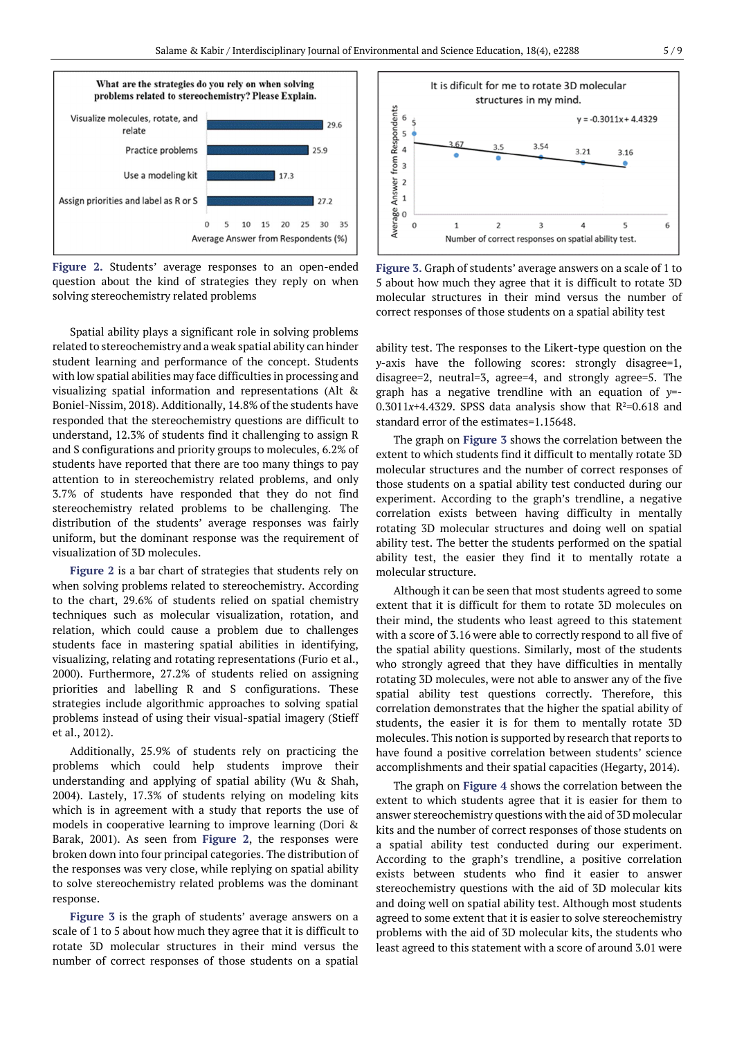Figure 2. Students' average responses to an open-ended question about the kind of strategies they reply on when solving stereochemistry related problems

Figure 3. Graph of students' average answers on a scale of 1 to 5 about how much they agree that it is difficult to rotate 3D molecular structures in their mind versus the number of correct responses of those students on a spatial ability test

Spatial ability plays a significant role in solving problems related to stereochemistry and a weak spatial ability can hinder student learning and performance of the concept. Students with low spatial abilities may face difficulties in processing and visualizing spatial information and representations (Alt & Boniel-Nissim, 2018). Additionally, 14.8% of the students have responded that the stereochemistry questions are difficult to understand, 12.3% of students find it challenging to assign R and S configurations and priority groups to molecules, 6.2% of students have reported that there are too many things to pay attention to in stereochemistry related problems, and only 3.7% of students have responded that they do not find stereochemistry related problems to be challenging. The distribution of the students' average responses was fairly uniform, but the dominant response was the requirement of visualization of 3D molecules.

Figure 2 is a bar chart of strategies that students rely on when solving problems related to stereochemistry. According to the chart, 29.6% of students relied on spatial chemistry techniques such as molecular visualization, rotation, and relation, which could cause a problem due to challenges students face in mastering spatial abilities in identifying, visualizing, relating and rotating representations (Furio et al., 2000). Furthermore, 27.2% of students relied on assigning priorities and labelling R and S configurations. These strategies include algorithmic approaches to solving spatial problems instead of using their visual-spatial imagery (Stieff et al., 2012).

Additionally, 25.9% of students rely on practicing the problems which could help students improve their understanding and applying of spatial ability (Wu & Shah, 2004). Lastly, 17.3% of students relying on modeling kits which is in agreement with a study that reports the use of models in cooperative learning to improve learning (Dori & Barak, 2001). As seen from Figure 2, the responses were broken down into four principal categories. The distribution of the responses was very close, while replying on spatial ability to solve stereochemistry related problems was the dominant response.

Figure 3 is the graph of students' average answers on a scale of 1 to 5 about how much they agree that it is difficult to rotate 3D molecular structures in their mind versus the number of correct responses of those students on a spatial ability test. The responses to the Likert-type question on the *y*-axis have the following scores: strongly disagree=1, disagree=2, neutral=3, agree=4, and strongly agree=5. The graph has a negative trendline with an equation of $y=-0.3011x+4.4329$. SPSS data analysis show that $R^2=0.618$ and standard error of the estimates=1.15648.

The graph on Figure 3 shows the correlation between the extent to which students find it difficult to mentally rotate 3D molecular structures and the number of correct responses of those students on a spatial ability test conducted during our experiment. According to the graph's trendline, a negative correlation exists between having difficulty in mentally rotating 3D molecular structures and doing well on spatial ability test. The better the students performed on the spatial ability test, the easier they find it to mentally rotate a molecular structure.

Although it can be seen that most students agreed to some extent that it is difficult for them to rotate 3D molecules on their mind, the students who least agreed to this statement with a score of 3.16 were able to correctly respond to all five of the spatial ability questions. Similarly, most of the students who strongly agreed that they have difficulties in mentally rotating 3D molecules, were not able to answer any of the five spatial ability test questions correctly. Therefore, this correlation demonstrates that the higher the spatial ability of students, the easier it is for them to mentally rotate 3D molecules. This notion is supported by research that reports to have found a positive correlation between students' science accomplishments and their spatial capacities (Hegarty, 2014).

The graph on Figure 4 shows the correlation between the extent to which students agree that it is easier for them to answer stereochemistry questions with the aid of 3D molecular kits and the number of correct responses of those students on a spatial ability test conducted during our experiment. According to the graph's trendline, a positive correlation exists between students who find it easier to answer stereochemistry questions with the aid of 3D molecular kits and doing well on spatial ability test. Although most students agreed to some extent that it is easier to solve stereochemistry problems with the aid of 3D molecular kits, the students who least agreed to this statement with a score of around 3.01 were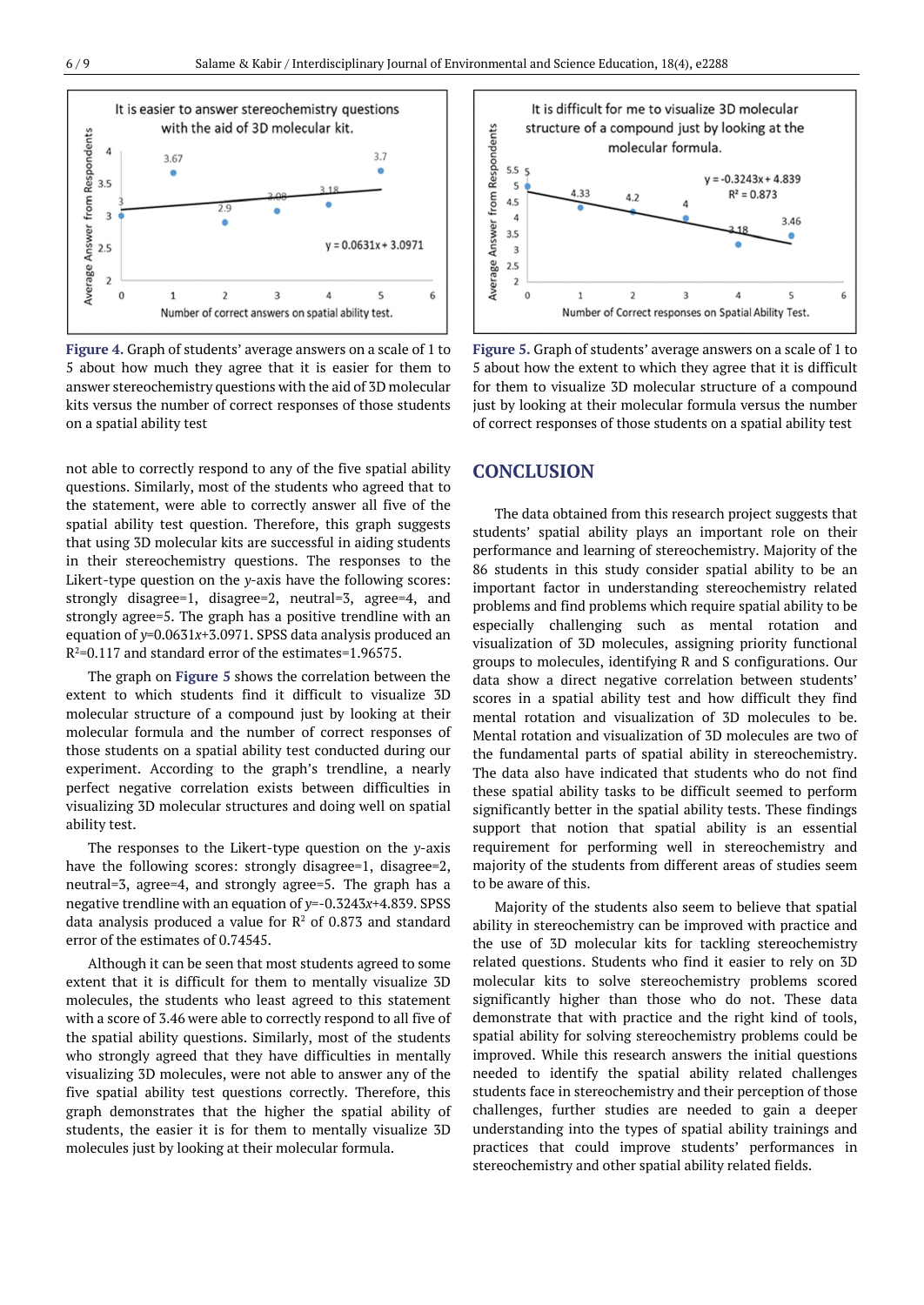Figure 4. Graph of students' average answers on a scale of 1 to 5 about how much they agree that it is easier for them to answer stereochemistry questions with the aid of 3D molecular kits versus the number of correct responses of those students on a spatial ability test

Figure 5. Graph of students' average answers on a scale of 1 to 5 about the extent to which they agree that it is difficult for them to visualize 3D molecular structure of a compound just by looking at their molecular formula versus the number of correct responses of those students on a spatial ability test

not able to correctly respond to any of the five spatial ability questions. Similarly, most of the students who agreed that to the statement, were able to correctly answer all five of the spatial ability test question. Therefore, this graph suggests that using 3D molecular kits are successful in aiding students in their stereochemistry questions. The responses to the Likert-type question on the *y*-axis have the following scores: strongly disagree=1, disagree=2, neutral=3, agree=4, and strongly agree=5. The graph has a positive trendline with an equation of $y=0.0631x+3.0971$. SPSS data analysis produced an $R^2=0.117$ and standard error of the estimates=1.96575.

The graph on **Figure 5** shows the correlation between the extent to which students find it difficult to visualize 3D molecular structure of a compound just by looking at their molecular formula and the number of correct responses of those students on a spatial ability test conducted during our experiment. According to the graph's trendline, a nearly perfect negative correlation exists between difficulties in visualizing 3D molecular structures and doing well on spatial ability test.

The responses to the Likert-type question on the *y*-axis have the following scores: strongly disagree=1, disagree=2, neutral=3, agree=4, and strongly agree=5. The graph has a negative trendline with an equation of $y=-0.3243x+4.839$. SPSS data analysis produced a value for $R^2$ of 0.873 and standard error of the estimates of 0.74545.

Although it can be seen that most students agreed to some extent that it is difficult for them to mentally visualize 3D molecules, the students who least agreed to this statement with a score of 3.46 were able to correctly respond to all five of the spatial ability questions. Similarly, most of the students who strongly agreed that they have difficulties in mentally visualizing 3D molecules, were not able to answer any of the five spatial ability test questions correctly. Therefore, this graph demonstrates that the higher the spatial ability of students, the easier it is for them to mentally visualize 3D molecules just by looking at their molecular formula.

## CONCLUSION

The data obtained from this research project suggests that students' spatial ability plays an important role on their performance and learning of stereochemistry. Majority of the 86 students in this study consider spatial ability to be an important factor in understanding stereochemistry related problems and find problems which require spatial ability to be especially challenging such as mental rotation and visualization of 3D molecules, assigning priority functional groups to molecules, identifying R and S configurations. Our data show a direct negative correlation between students' scores in a spatial ability test and how difficult they find mental rotation and visualization of 3D molecules to be. Mental rotation and visualization of 3D molecules are two of the fundamental parts of spatial ability in stereochemistry. The data also have indicated that students who do not find these spatial ability tasks to be difficult seemed to perform significantly better in the spatial ability tests. These findings support that notion that spatial ability is an essential requirement for performing well in stereochemistry and majority of the students from different areas of studies seem to be aware of this.

Majority of the students also seem to believe that spatial ability in stereochemistry can be improved with practice and the use of 3D molecular kits for tackling stereochemistry related questions. Students who find it easier to rely on 3D molecular kits to solve stereochemistry problems scored significantly higher than those who do not. These data demonstrate that with practice and the right kind of tools, spatial ability for solving stereochemistry problems could be improved. While this research answers the initial questions needed to identify the spatial ability related challenges students face in stereochemistry and their perception of those challenges, further studies are needed to gain a deeper understanding into the types of spatial ability trainings and practices that could improve students' performances in stereochemistry and other spatial ability related fields.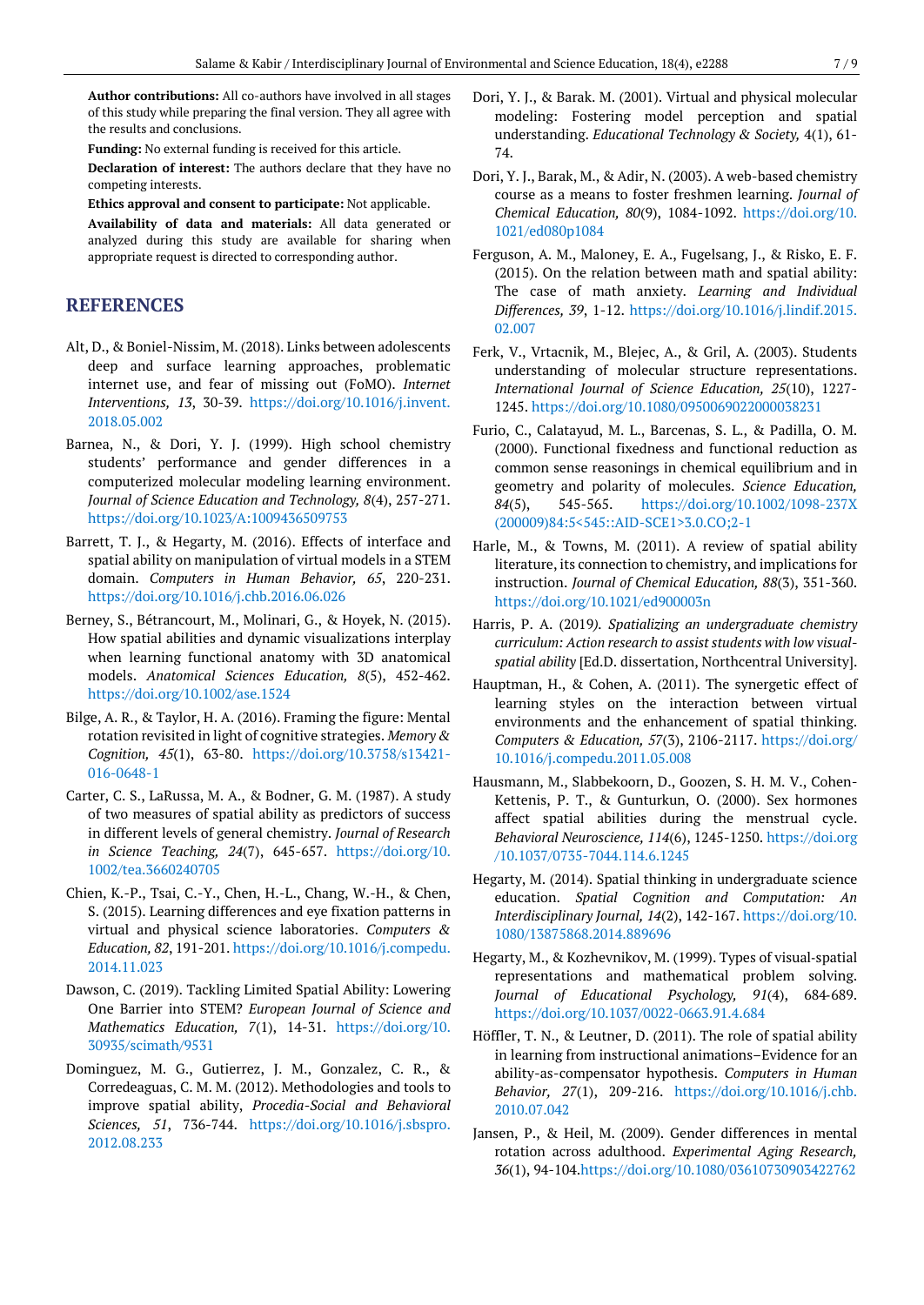**Author contributions:** All co-authors have involved in all stages of this study while preparing the final version. They all agree with the results and conclusions.

**Funding:** No external funding is received for this article.

**Declaration of interest:** The authors declare that they have no competing interests.

**Ethics approval and consent to participate:** Not applicable.

**Availability of data and materials:** All data generated or analyzed during this study are available for sharing when appropriate request is directed to corresponding author.

## REFERENCES

Alt, D., & Boniel-Nissim, M. (2018). Links between adolescents deep and surface learning approaches, problematic internet use, and fear of missing out (FoMO). *Internet Interventions, 13*, 30-39. https://doi.org/10.1016/j.invent.2018.05.002

Barnea, N., & Dori, Y. J. (1999). High school chemistry students' performance and gender differences in a computerized molecular modeling learning environment. *Journal of Science Education and Technology, 8*(4), 257-271. https://doi.org/10.1023/A:1009436509753

Barrett, T. J., & Hegarty, M. (2016). Effects of interface and spatial ability on manipulation of virtual models in a STEM domain. *Computers in Human Behavior, 65*, 220-231. https://doi.org/10.1016/j.chb.2016.06.026

Berney, S., Bétrancourt, M., Molinari, G., & Hoyek, N. (2015). How spatial abilities and dynamic visualizations interplay when learning functional anatomy with 3D anatomical models. *Anatomical Sciences Education, 8*(5), 452-462. https://doi.org/10.1002/ase.1524

Bilge, A. R., & Taylor, H. A. (2016). Framing the figure: Mental rotation revisited in light of cognitive strategies. *Memory & Cognition, 45*(1), 63-80. https://doi.org/10.3758/s13421-016-0648-1

Carter, C. S., LaRussa, M. A., & Bodner, G. M. (1987). A study of two measures of spatial ability as predictors of success in different levels of general chemistry. *Journal of Research in Science Teaching, 24*(7), 645-657. https://doi.org/10.1002/tea.3660240705

Chien, K.-P., Tsai, C.-Y., Chen, H.-L., Chang, W.-H., & Chen, S. (2015). Learning differences and eye fixation patterns in virtual and physical science laboratories. *Computers & Education, 82*, 191-201. https://doi.org/10.1016/j.compedu.2014.11.023

Dawson, C. (2019). Tackling Limited Spatial Ability: Lowering One Barrier into STEM? *European Journal of Science and Mathematics Education, 7*(1), 14-31. https://doi.org/10.30935/scimath/9531

Dominguez, M. G., Gutierrez, J. M., Gonzalez, C. R., & Corredeaguas, C. M. M. (2012). Methodologies and tools to improve spatial ability, *Procedia-Social and Behavioral Sciences, 51*, 736-744. https://doi.org/10.1016/j.sbspro.2012.08.233

Dori, Y. J., & Barak. M. (2001). Virtual and physical molecular modeling: Fostering model perception and spatial understanding. *Educational Technology & Society, 4*(1), 61-74.

Dori, Y. J., Barak, M., & Adir, N. (2003). A web-based chemistry course as a means to foster freshmen learning. *Journal of Chemical Education, 80*(9), 1084-1092. https://doi.org/10.1021/ed080p1084

Ferguson, A. M., Maloney, E. A., Fugelsang, J., & Risko, E. F. (2015). On the relation between math and spatial ability: The case of math anxiety. *Learning and Individual Differences, 39*, 1-12. https://doi.org/10.1016/j.lindif.2015.02.007

Ferk, V., Vrtacnik, M., Blejec, A., & Gril, A. (2003). Students understanding of molecular structure representations. *International Journal of Science Education, 25*(10), 1227-1245. https://doi.org/10.1080/0950069022000038231

Furio, C., Calatayud, M. L., Barcenas, S. L., & Padilla, O. M. (2000). Functional fixedness and functional reduction as common sense reasonings in chemical equilibrium and in geometry and polarity of molecules. *Science Education, 84*(5), 545-565. https://doi.org/10.1002/1098-237X(200009)84:5<545::AID-SCE1>3.0.CO;2-1

Harle, M., & Towns, M. (2011). A review of spatial ability literature, its connection to chemistry, and implications for instruction. *Journal of Chemical Education, 88*(3), 351-360. https://doi.org/10.1021/ed900003n

Harris, P. A. (2019). *Spatializing an undergraduate chemistry curriculum: Action research to assist students with low visual-spatial ability* [Ed.D. dissertation, Northcentral University].

Hauptman, H., & Cohen, A. (2011). The synergetic effect of learning styles on the interaction between virtual environments and the enhancement of spatial thinking. *Computers & Education, 57*(3), 2106-2117. https://doi.org/10.1016/j.compedu.2011.05.008

Hausmann, M., Slabbekoorn, D., Goozen, S. H. M. V., Cohen-Kettenis, P. T., & Gunturkun, O. (2000). Sex hormones affect spatial abilities during the menstrual cycle. *Behavioral Neuroscience, 114*(6), 1245-1250. https://doi.org/10.1037/0735-7044.114.6.1245

Hegarty, M. (2014). Spatial thinking in undergraduate science education. *Spatial Cognition and Computation: An Interdisciplinary Journal, 14*(2), 142-167. https://doi.org/10.1080/13875868.2014.889696

Hegarty, M., & Kozhevnikov, M. (1999). Types of visual-spatial representations and mathematical problem solving. *Journal of Educational Psychology, 91*(4), 684-689. https://doi.org/10.1037/0022-0663.91.4.684

Höffler, T. N., & Leutner, D. (2011). The role of spatial ability in learning from instructional animations–Evidence for an ability-as-compensator hypothesis. *Computers in Human Behavior, 27*(1), 209-216. https://doi.org/10.1016/j.chb.2010.07.042

Jansen, P., & Heil, M. (2009). Gender differences in mental rotation across adulthood. *Experimental Aging Research, 36*(1), 94-104.https://doi.org/10.1080/03610730903422762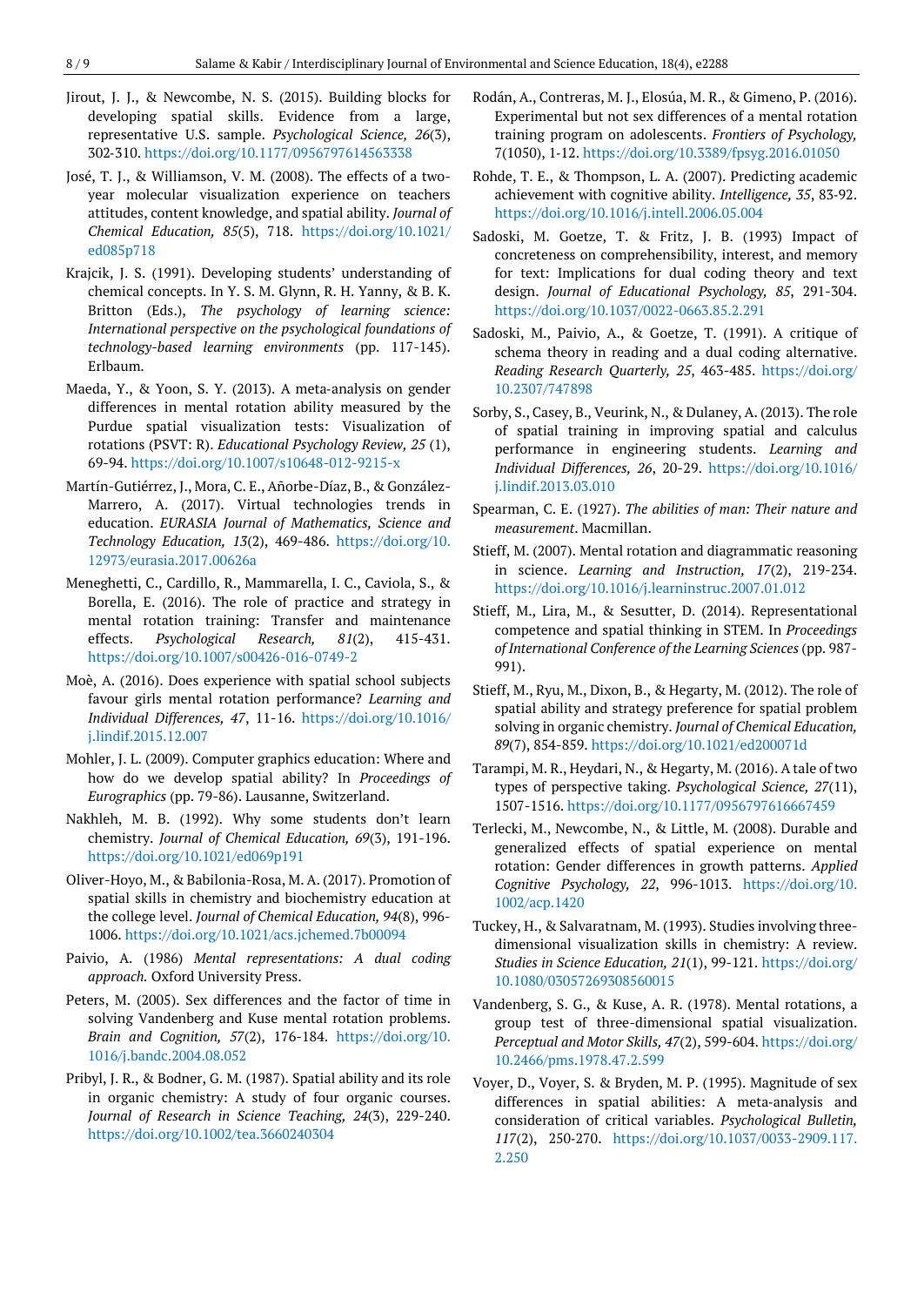Jirout, J. J., & Newcombe, N. S. (2015). Building blocks for developing spatial skills. Evidence from a large, representative U.S. sample. *Psychological Science, 26*(3), 302-310. https://doi.org/10.1177/0956797614563338

José, T. J., & Williamson, V. M. (2008). The effects of a two-year molecular visualization experience on teachers attitudes, content knowledge, and spatial ability. *Journal of Chemical Education, 85*(5), 718. https://doi.org/10.1021/ed085p718

Krajcik, J. S. (1991). Developing students' understanding of chemical concepts. In Y. S. M. Glynn, R. H. Yanny, & B. K. Britton (Eds.), *The psychology of learning science: International perspective on the psychological foundations of technology-based learning environments* (pp. 117-145). Erlbaum.

Maeda, Y., & Yoon, S. Y. (2013). A meta-analysis on gender differences in mental rotation ability measured by the Purdue spatial visualization tests: Visualization of rotations (PSVT: R). *Educational Psychology Review, 25* (1), 69-94. https://doi.org/10.1007/s10648-012-9215-x

Martín-Gutiérrez, J., Mora, C. E., Añorbe-Díaz, B., & González-Marrero, A. (2017). Virtual technologies trends in education. *EURASIA Journal of Mathematics, Science and Technology Education, 13*(2), 469-486. https://doi.org/10.12973/eurasia.2017.00626a

Meneghetti, C., Cardillo, R., Mammarella, I. C., Caviola, S., & Borella, E. (2016). The role of practice and strategy in mental rotation training: Transfer and maintenance effects. *Psychological Research, 81*(2), 415-431. https://doi.org/10.1007/s00426-016-0749-2

Moè, A. (2016). Does experience with spatial school subjects favour girls mental rotation performance? *Learning and Individual Differences, 47*, 11-16. https://doi.org/10.1016/j.lindif.2015.12.007

Mohler, J. L. (2009). Computer graphics education: Where and how do we develop spatial ability? In *Proceedings of Eurographics* (pp. 79-86). Lausanne, Switzerland.

Nakhleh, M. B. (1992). Why some students don't learn chemistry. *Journal of Chemical Education, 69*(3), 191-196. https://doi.org/10.1021/ed069p191

Oliver-Hoyo, M., & Babilonia-Rosa, M. A. (2017). Promotion of spatial skills in chemistry and biochemistry education at the college level. *Journal of Chemical Education, 94*(8), 996-1006. https://doi.org/10.1021/acs.jchemed.7b00094

Paivio, A. (1986) *Mental representations: A dual coding approach.* Oxford University Press.

Peters, M. (2005). Sex differences and the factor of time in solving Vandenberg and Kuse mental rotation problems. *Brain and Cognition, 57*(2), 176-184. https://doi.org/10.1016/j.bandc.2004.08.052

Pribyl, J. R., & Bodner, G. M. (1987). Spatial ability and its role in organic chemistry: A study of four organic courses. *Journal of Research in Science Teaching, 24*(3), 229-240. https://doi.org/10.1002/tea.3660240304

Rodán, A., Contreras, M. J., Elosúa, M. R., & Gimeno, P. (2016). Experimental but not sex differences of a mental rotation training program on adolescents. *Frontiers of Psychology,* 7(1050), 1-12. https://doi.org/10.3389/fpsyg.2016.01050

Rohde, T. E., & Thompson, L. A. (2007). Predicting academic achievement with cognitive ability. *Intelligence, 35*, 83-92. https://doi.org/10.1016/j.intell.2006.05.004

Sadoski, M. Goetze, T. & Fritz, J. B. (1993) Impact of concreteness on comprehensibility, interest, and memory for text: Implications for dual coding theory and text design. *Journal of Educational Psychology, 85*, 291-304. https://doi.org/10.1037/0022-0663.85.2.291

Sadoski, M., Paivio, A., & Goetze, T. (1991). A critique of schema theory in reading and a dual coding alternative. *Reading Research Quarterly, 25*, 463-485. https://doi.org/10.2307/747898

Sorby, S., Casey, B., Veurink, N., & Dulaney, A. (2013). The role of spatial training in improving spatial and calculus performance in engineering students. *Learning and Individual Differences, 26*, 20-29. https://doi.org/10.1016/j.lindif.2013.03.010

Spearman, C. E. (1927). *The abilities of man: Their nature and measurement*. Macmillan.

Stieff, M. (2007). Mental rotation and diagrammatic reasoning in science. *Learning and Instruction, 17*(2), 219-234. https://doi.org/10.1016/j.learninstruc.2007.01.012

Stieff, M., Lira, M., & Sesutter, D. (2014). Representational competence and spatial thinking in STEM. In *Proceedings of International Conference of the Learning Sciences* (pp. 987-991).

Stieff, M., Ryu, M., Dixon, B., & Hegarty, M. (2012). The role of spatial ability and strategy preference for spatial problem solving in organic chemistry. *Journal of Chemical Education, 89*(7), 854-859. https://doi.org/10.1021/ed200071d

Tarampi, M. R., Heydari, N., & Hegarty, M. (2016). A tale of two types of perspective taking. *Psychological Science, 27*(11), 1507-1516. https://doi.org/10.1177/0956797616667459

Terlecki, M., Newcombe, N., & Little, M. (2008). Durable and generalized effects of spatial experience on mental rotation: Gender differences in growth patterns. *Applied Cognitive Psychology, 22*, 996-1013. https://doi.org/10.1002/acp.1420

Tuckey, H., & Salvaratnam, M. (1993). Studies involving three-dimensional visualization skills in chemistry: A review. *Studies in Science Education, 21*(1), 99-121. https://doi.org/10.1080/03057269308560015

Vandenberg, S. G., & Kuse, A. R. (1978). Mental rotations, a group test of three-dimensional spatial visualization. *Perceptual and Motor Skills, 47*(2), 599-604. https://doi.org/10.2466/pms.1978.47.2.599

Voyer, D., Voyer, S. & Bryden, M. P. (1995). Magnitude of sex differences in spatial abilities: A meta-analysis and consideration of critical variables. *Psychological Bulletin, 117*(2), 250-270. https://doi.org/10.1037/0033-2909.117.2.250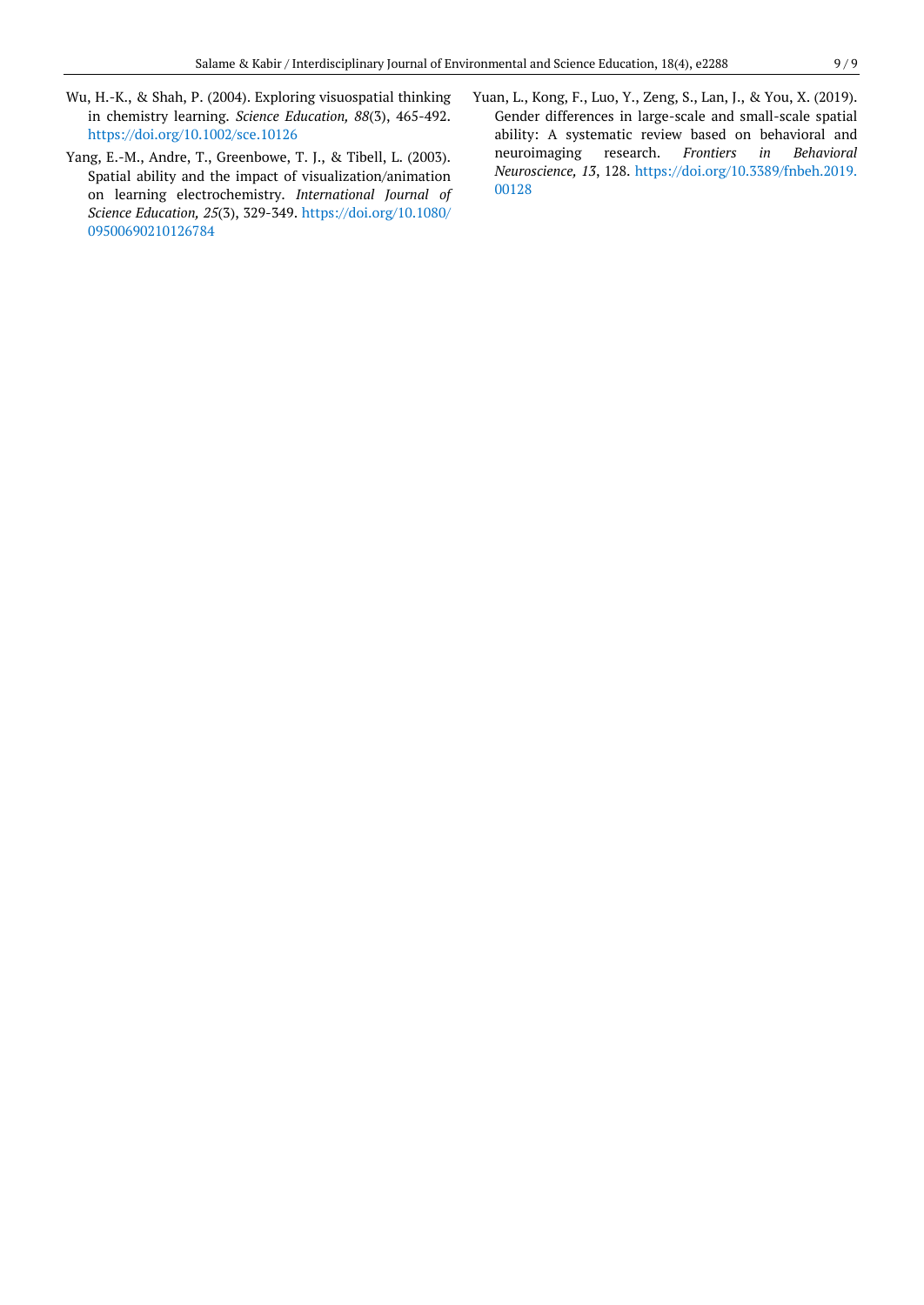Wu, H.-K., & Shah, P. (2004). Exploring visuospatial thinking in chemistry learning. *Science Education, 88*(3), 465-492. https://doi.org/10.1002/sce.10126

Yang, E.-M., Andre, T., Greenbowe, T. J., & Tibell, L. (2003). Spatial ability and the impact of visualization/animation on learning electrochemistry. *International Journal of Science Education, 25*(3), 329-349. https://doi.org/10.1080/09500690210126784

Yuan, L., Kong, F., Luo, Y., Zeng, S., Lan, J., & You, X. (2019). Gender differences in large-scale and small-scale spatial ability: A systematic review based on behavioral and neuroimaging research. *Frontiers in Behavioral Neuroscience, 13*, 128. https://doi.org/10.3389/fnbeh.2019.00128